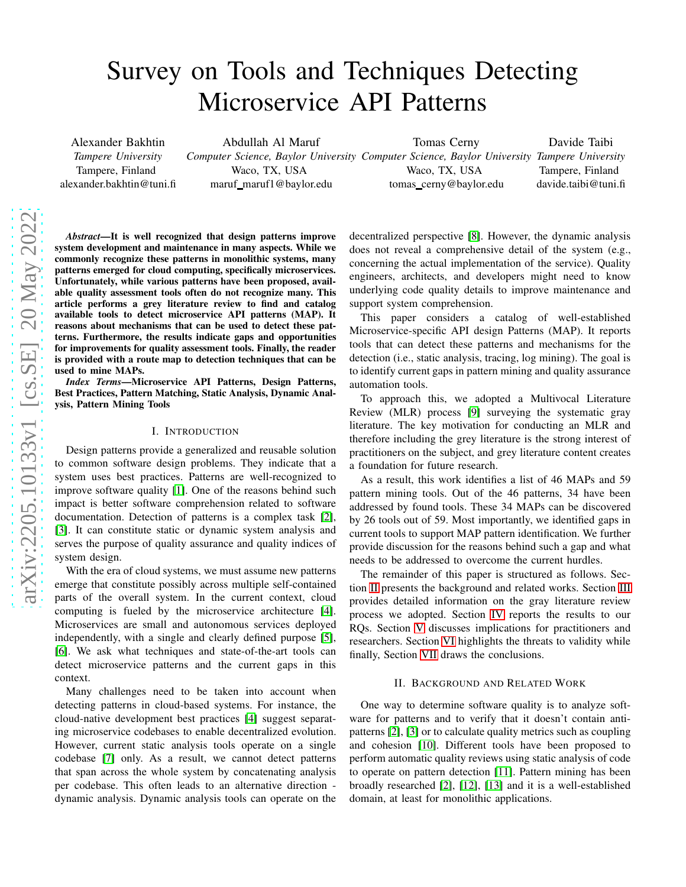# Survey on Tools and Techniques Detecting Microservice API Patterns

Alexander Bakhtin
*Tampere University*
Tampere, Finland
alexander.bakhtin@tuni.fi

Abdullah Al Maruf
*Computer Science, Baylor University*
Waco, TX, USA
maruf_maruf1@baylor.edu

Tomas Cerny
*Computer Science, Baylor University*
Waco, TX, USA
tomas_cerny@baylor.edu

Davide Taibi
*Tampere University*
Tampere, Finland
davide.taibi@tuni.fi

***Abstract*—It is well recognized that design patterns improve system development and maintenance in many aspects. While we commonly recognize these patterns in monolithic systems, many patterns emerged for cloud computing, specifically microservices. Unfortunately, while various patterns have been proposed, available quality assessment tools often do not recognize many. This article performs a grey literature review to find and catalog available tools to detect microservice API patterns (MAP). It reasons about mechanisms that can be used to detect these patterns. Furthermore, the results indicate gaps and opportunities for improvements for quality assessment tools. Finally, the reader is provided with a route map to detection techniques that can be used to mine MAPs.**

***Index Terms*—Microservice API Patterns, Design Patterns, Best Practices, Pattern Matching, Static Analysis, Dynamic Analysis, Pattern Mining Tools**

## I. Introduction

Design patterns provide a generalized and reusable solution to common software design problems. They indicate that a system uses best practices. Patterns are well-recognized to improve software quality [1]. One of the reasons behind such impact is better software comprehension related to software documentation. Detection of patterns is a complex task [2], [3]. It can constitute static or dynamic system analysis and serves the purpose of quality assurance and quality indices of system design.

With the era of cloud systems, we must assume new patterns emerge that constitute possibly across multiple self-contained parts of the overall system. In the current context, cloud computing is fueled by the microservice architecture [4]. Microservices are small and autonomous services deployed independently, with a single and clearly defined purpose [5], [6]. We ask what techniques and state-of-the-art tools can detect microservice patterns and the current gaps in this context.

Many challenges need to be taken into account when detecting patterns in cloud-based systems. For instance, the cloud-native development best practices [4] suggest separating microservice codebases to enable decentralized evolution. However, current static analysis tools operate on a single codebase [7] only. As a result, we cannot detect patterns that span across the whole system by concatenating analysis per codebase. This often leads to an alternative direction - dynamic analysis. Dynamic analysis tools can operate on the decentralized perspective [8]. However, the dynamic analysis does not reveal a comprehensive detail of the system (e.g., concerning the actual implementation of the service). Quality engineers, architects, and developers might need to know underlying code quality details to improve maintenance and support system comprehension.

This paper considers a catalog of well-established Microservice-specific API design Patterns (MAP). It reports tools that can detect these patterns and mechanisms for the detection (i.e., static analysis, tracing, log mining). The goal is to identify current gaps in pattern mining and quality assurance automation tools.

To approach this, we adopted a Multivocal Literature Review (MLR) process [9] surveying the systematic gray literature. The key motivation for conducting an MLR and therefore including the grey literature is the strong interest of practitioners on the subject, and grey literature content creates a foundation for future research.

As a result, this work identifies a list of 46 MAPs and 59 pattern mining tools. Out of the 46 patterns, 34 have been addressed by found tools. These 34 MAPs can be discovered by 26 tools out of 59. Most importantly, we identified gaps in current tools to support MAP pattern identification. We further provide discussion for the reasons behind such a gap and what needs to be addressed to overcome the current hurdles.

The remainder of this paper is structured as follows. Section II presents the background and related works. Section III provides detailed information on the gray literature review process we adopted. Section IV reports the results to our RQs. Section V discusses implications for practitioners and researchers. Section VI highlights the threats to validity while finally, Section VII draws the conclusions.

## II. Background and Related Work

One way to determine software quality is to analyze software for patterns and to verify that it doesn't contain anti-patterns [2], [3] or to calculate quality metrics such as coupling and cohesion [10]. Different tools have been proposed to perform automatic quality reviews using static analysis of code to operate on pattern detection [11]. Pattern mining has been broadly researched [2], [12], [13] and it is a well-established domain, at least for monolithic applications.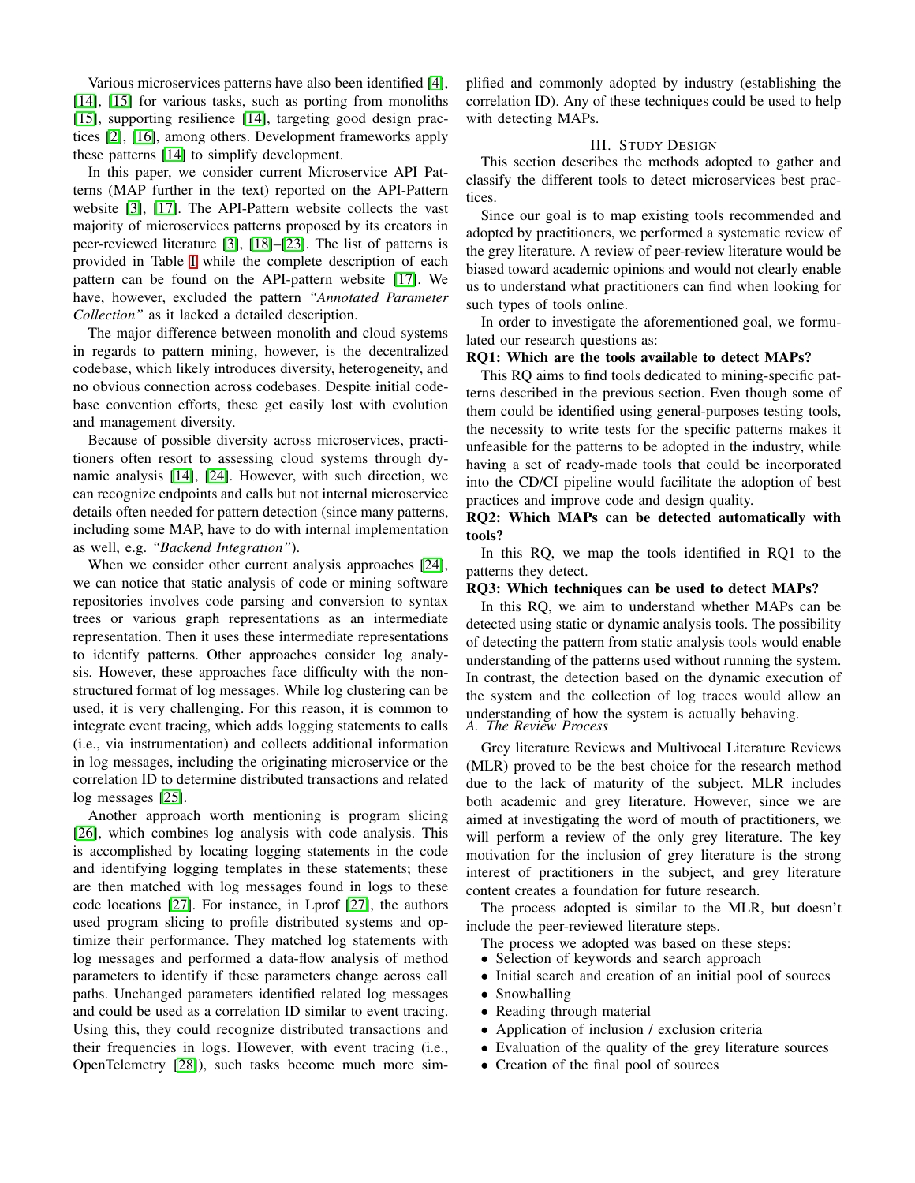Various microservices patterns have also been identified [4], [14], [15] for various tasks, such as porting from monoliths [15], supporting resilience [14], targeting good design practices [2], [16], among others. Development frameworks apply these patterns [14] to simplify development.

In this paper, we consider current Microservice API Patterns (MAP further in the text) reported on the API-Pattern website [3], [17]. The API-Pattern website collects the vast majority of microservices patterns proposed by its creators in peer-reviewed literature [3], [18]–[23]. The list of patterns is provided in Table I while the complete description of each pattern can be found on the API-pattern website [17]. We have, however, excluded the pattern *"Annotated Parameter Collection"* as it lacked a detailed description.

The major difference between monolith and cloud systems in regards to pattern mining, however, is the decentralized codebase, which likely introduces diversity, heterogeneity, and no obvious connection across codebases. Despite initial codebase convention efforts, these get easily lost with evolution and management diversity.

Because of possible diversity across microservices, practitioners often resort to assessing cloud systems through dynamic analysis [14], [24]. However, with such direction, we can recognize endpoints and calls but not internal microservice details often needed for pattern detection (since many patterns, including some MAP, have to do with internal implementation as well, e.g. *"Backend Integration"*).

When we consider other current analysis approaches [24], we can notice that static analysis of code or mining software repositories involves code parsing and conversion to syntax trees or various graph representations as an intermediate representation. Then it uses these intermediate representations to identify patterns. Other approaches consider log analysis. However, these approaches face difficulty with the non-structured format of log messages. While log clustering can be used, it is very challenging. For this reason, it is common to integrate event tracing, which adds logging statements to calls (i.e., via instrumentation) and collects additional information in log messages, including the originating microservice or the correlation ID to determine distributed transactions and related log messages [25].

Another approach worth mentioning is program slicing [26], which combines log analysis with code analysis. This is accomplished by locating logging statements in the code and identifying logging templates in these statements; these are then matched with log messages found in logs to these code locations [27]. For instance, in Lprof [27], the authors used program slicing to profile distributed systems and optimize their performance. They matched log statements with log messages and performed a data-flow analysis of method parameters to identify if these parameters change across call paths. Unchanged parameters identified related log messages and could be used as a correlation ID similar to event tracing. Using this, they could recognize distributed transactions and their frequencies in logs. However, with event tracing (i.e., OpenTelemetry [28]), such tasks become much more simplified and commonly adopted by industry (establishing the correlation ID). Any of these techniques could be used to help with detecting MAPs.

## III. Study Design

This section describes the methods adopted to gather and classify the different tools to detect microservices best practices.

Since our goal is to map existing tools recommended and adopted by practitioners, we performed a systematic review of the grey literature. A review of peer-review literature would be biased toward academic opinions and would not clearly enable us to understand what practitioners can find when looking for such types of tools online.

In order to investigate the aforementioned goal, we formulated our research questions as:

**RQ1: Which are the tools available to detect MAPs?**

This RQ aims to find tools dedicated to mining-specific patterns described in the previous section. Even though some of them could be identified using general-purposes testing tools, the necessity to write tests for the specific patterns makes it unfeasible for the patterns to be adopted in the industry, while having a set of ready-made tools that could be incorporated into the CD/CI pipeline would facilitate the adoption of best practices and improve code and design quality.

**RQ2: Which MAPs can be detected automatically with tools?**

In this RQ, we map the tools identified in RQ1 to the patterns they detect.

**RQ3: Which techniques can be used to detect MAPs?**

In this RQ, we aim to understand whether MAPs can be detected using static or dynamic analysis tools. The possibility of detecting the pattern from static analysis tools would enable understanding of the patterns used without running the system. In contrast, the detection based on the dynamic execution of the system and the collection of log traces would allow an understanding of how the system is actually behaving.

### A. The Review Process

Grey literature Reviews and Multivocal Literature Reviews (MLR) proved to be the best choice for the research method due to the lack of maturity of the subject. MLR includes both academic and grey literature. However, since we are aimed at investigating the word of mouth of practitioners, we will perform a review of the only grey literature. The key motivation for the inclusion of grey literature is the strong interest of practitioners in the subject, and grey literature content creates a foundation for future research.

The process adopted is similar to the MLR, but doesn't include the peer-reviewed literature steps.

The process we adopted was based on these steps:

- Selection of keywords and search approach
- Initial search and creation of an initial pool of sources
- Snowballing
- Reading through material
- Application of inclusion / exclusion criteria
- Evaluation of the quality of the grey literature sources
- Creation of the final pool of sources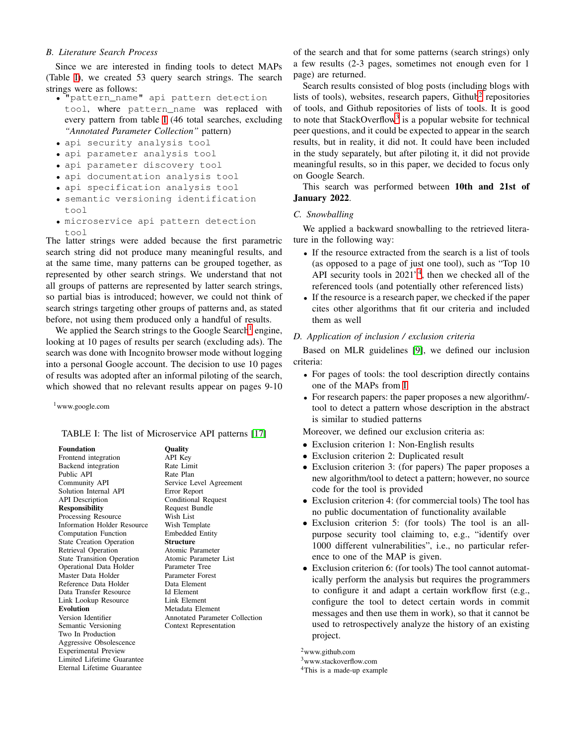### B. Literature Search Process

Since we are interested in finding tools to detect MAPs (Table I), we created 53 query search strings. The search strings were as follows:

- `"pattern_name" api pattern detection tool`, where `pattern_name` was replaced with every pattern from table I (46 total searches, excluding *"Annotated Parameter Collection"* pattern)
- `api security analysis tool`
- `api parameter analysis tool`
- `api parameter discovery tool`
- `api documentation analysis tool`
- `api specification analysis tool`
- `semantic versioning identification tool`
- `microservice api pattern detection tool`

The latter strings were added because the first parametric search string did not produce many meaningful results, and at the same time, many patterns can be grouped together, as represented by other search strings. We understand that not all groups of patterns are represented by latter search strings, so partial bias is introduced; however, we could not think of search strings targeting other groups of patterns and, as stated before, not using them produced only a handful of results.

We applied the Search strings to the Google Search[1] engine, looking at 10 pages of results per search (excluding ads). The search was done with Incognito browser mode without logging into a personal Google account. The decision to use 10 pages of results was adopted after an informal piloting of the search, which showed that no relevant results appear on pages 9-10 of the search and that for some patterns (search strings) only a few results (2-3 pages, sometimes not enough even for 1 page) are returned.

Search results consisted of blog posts (including blogs with lists of tools), websites, research papers, Github[2] repositories of tools, and Github repositories of lists of tools. It is good to note that StackOverflow[3] is a popular website for technical peer questions, and it could be expected to appear in the search results, but in reality, it did not. It could have been included in the study separately, but after piloting it, it did not provide meaningful results, so in this paper, we decided to focus only on Google Search.

This search was performed between **10th and 21st of January 2022**.

[1] www.google.com

TABLE I: The list of Microservice API patterns [17]

| Foundation | Quality |
|---|---|
| Frontend integration | API Key |
| Backend integration | Rate Limit |
| Public API | Rate Plan |
| Community API | Service Level Agreement |
| Solution Internal API | Error Report |
| API Description | Conditional Request |
| **Responsibility** | Request Bundle |
| Processing Resource | Wish List |
| Information Holder Resource | Wish Template |
| Computation Function | Embedded Entity |
| State Creation Operation | **Structure** |
| Retrieval Operation | Atomic Parameter |
| State Transition Operation | Atomic Parameter List |
| Operational Data Holder | Parameter Tree |
| Master Data Holder | Parameter Forest |
| Reference Data Holder | Data Element |
| Data Transfer Resource | Id Element |
| Link Lookup Resource | Link Element |
| **Evolution** | Metadata Element |
| Version Identifier | Annotated Parameter Collection |
| Semantic Versioning | Context Representation |
| Two In Production | |
| Aggressive Obsolescence | |
| Experimental Preview | |
| Limited Lifetime Guarantee | |
| Eternal Lifetime Guarantee | |

### C. Snowballing

We applied a backward snowballing to the retrieved literature in the following way:

- If the resource extracted from the search is a list of tools (as opposed to a page of just one tool), such as "Top 10 API security tools in 2021"[4], then we checked all of the referenced tools (and potentially other referenced lists)
- If the resource is a research paper, we checked if the paper cites other algorithms that fit our criteria and included them as well

### D. Application of inclusion / exclusion criteria

Based on MLR guidelines [9], we defined our inclusion criteria:

- For pages of tools: the tool description directly contains one of the MAPs from I
- For research papers: the paper proposes a new algorithm/tool to detect a pattern whose description in the abstract is similar to studied patterns

Moreover, we defined our exclusion criteria as:

- Exclusion criterion 1: Non-English results
- Exclusion criterion 2: Duplicated result
- Exclusion criterion 3: (for papers) The paper proposes a new algorithm/tool to detect a pattern; however, no source code for the tool is provided
- Exclusion criterion 4: (for commercial tools) The tool has no public documentation of functionality available
- Exclusion criterion 5: (for tools) The tool is an all-purpose security tool claiming to, e.g., "identify over 1000 different vulnerabilities", i.e., no particular reference to one of the MAP is given.
- Exclusion criterion 6: (for tools) The tool cannot automatically perform the analysis but requires the programmers to configure it and adapt a certain workflow first (e.g., configure the tool to detect certain words in commit messages and then use them in work), so that it cannot be used to retrospectively analyze the history of an existing project.

[2] www.github.com

[3] www.stackoverflow.com

[4] This is a made-up example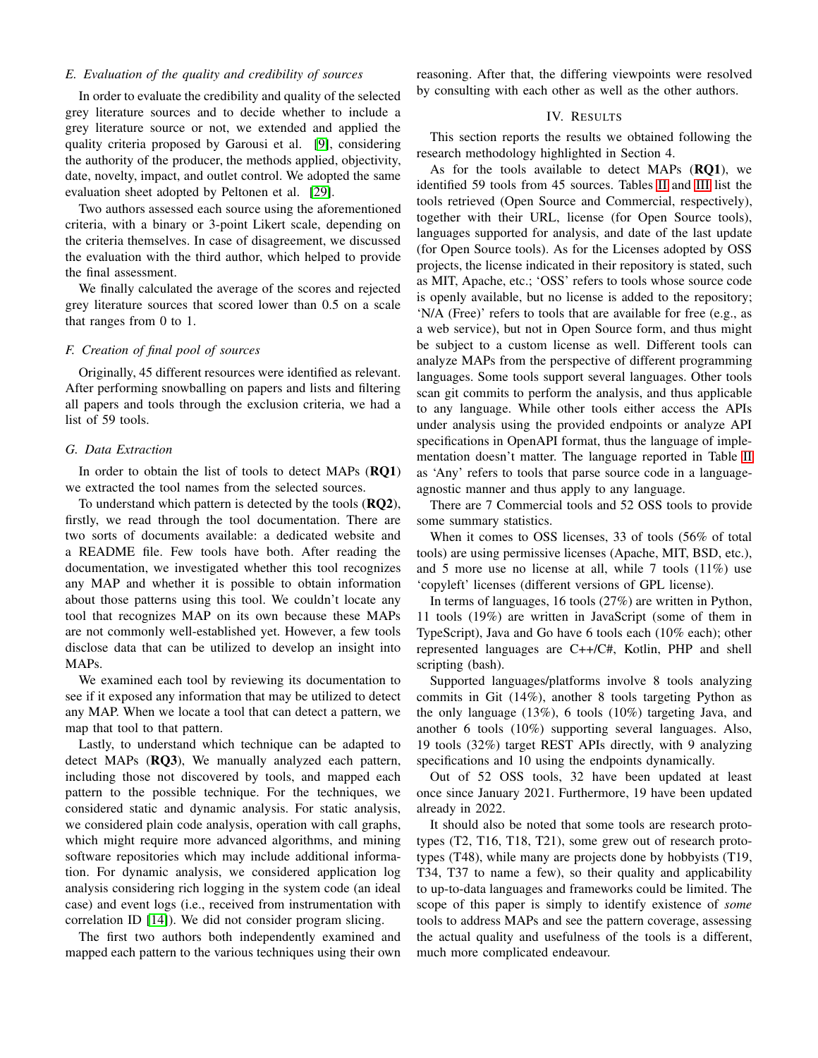### E. Evaluation of the quality and credibility of sources

In order to evaluate the credibility and quality of the selected grey literature sources and to decide whether to include a grey literature source or not, we extended and applied the quality criteria proposed by Garousi et al. [9], considering the authority of the producer, the methods applied, objectivity, date, novelty, impact, and outlet control. We adopted the same evaluation sheet adopted by Peltonen et al. [29].

Two authors assessed each source using the aforementioned criteria, with a binary or 3-point Likert scale, depending on the criteria themselves. In case of disagreement, we discussed the evaluation with the third author, which helped to provide the final assessment.

We finally calculated the average of the scores and rejected grey literature sources that scored lower than 0.5 on a scale that ranges from 0 to 1.

### F. Creation of final pool of sources

Originally, 45 different resources were identified as relevant. After performing snowballing on papers and lists and filtering all papers and tools through the exclusion criteria, we had a list of 59 tools.

### G. Data Extraction

In order to obtain the list of tools to detect MAPs (**RQ1**) we extracted the tool names from the selected sources.

To understand which pattern is detected by the tools (**RQ2**), firstly, we read through the tool documentation. There are two sorts of documents available: a dedicated website and a README file. Few tools have both. After reading the documentation, we investigated whether this tool recognizes any MAP and whether it is possible to obtain information about those patterns using this tool. We couldn't locate any tool that recognizes MAP on its own because these MAPs are not commonly well-established yet. However, a few tools disclose data that can be utilized to develop an insight into MAPs.

We examined each tool by reviewing its documentation to see if it exposed any information that may be utilized to detect any MAP. When we locate a tool that can detect a pattern, we map that tool to that pattern.

Lastly, to understand which technique can be adapted to detect MAPs (**RQ3**), We manually analyzed each pattern, including those not discovered by tools, and mapped each pattern to the possible technique. For the techniques, we considered static and dynamic analysis. For static analysis, we considered plain code analysis, operation with call graphs, which might require more advanced algorithms, and mining software repositories which may include additional information. For dynamic analysis, we considered application log analysis considering rich logging in the system code (an ideal case) and event logs (i.e., received from instrumentation with correlation ID [14]). We did not consider program slicing.

The first two authors both independently examined and mapped each pattern to the various techniques using their own reasoning. After that, the differing viewpoints were resolved by consulting with each other as well as the other authors.

## IV. Results

This section reports the results we obtained following the research methodology highlighted in Section 4.

As for the tools available to detect MAPs (**RQ1**), we identified 59 tools from 45 sources. Tables II and III list the tools retrieved (Open Source and Commercial, respectively), together with their URL, license (for Open Source tools), languages supported for analysis, and date of the last update (for Open Source tools). As for the Licenses adopted by OSS projects, the license indicated in their repository is stated, such as MIT, Apache, etc.; 'OSS' refers to tools whose source code is openly available, but no license is added to the repository; 'N/A (Free)' refers to tools that are available for free (e.g., as a web service), but not in Open Source form, and thus might be subject to a custom license as well. Different tools can analyze MAPs from the perspective of different programming languages. Some tools support several languages. Other tools scan git commits to perform the analysis, and thus applicable to any language. While other tools either access the APIs under analysis using the provided endpoints or analyze API specifications in OpenAPI format, thus the language of implementation doesn't matter. The language reported in Table II as 'Any' refers to tools that parse source code in a language-agnostic manner and thus apply to any language.

There are 7 Commercial tools and 52 OSS tools to provide some summary statistics.

When it comes to OSS licenses, 33 of tools (56% of total tools) are using permissive licenses (Apache, MIT, BSD, etc.), and 5 more use no license at all, while 7 tools (11%) use 'copyleft' licenses (different versions of GPL license).

In terms of languages, 16 tools (27%) are written in Python, 11 tools (19%) are written in JavaScript (some of them in TypeScript), Java and Go have 6 tools each (10% each); other represented languages are C++/C#, Kotlin, PHP and shell scripting (bash).

Supported languages/platforms involve 8 tools analyzing commits in Git (14%), another 8 tools targeting Python as the only language (13%), 6 tools (10%) targeting Java, and another 6 tools (10%) supporting several languages. Also, 19 tools (32%) target REST APIs directly, with 9 analyzing specifications and 10 using the endpoints dynamically.

Out of 52 OSS tools, 32 have been updated at least once since January 2021. Furthermore, 19 have been updated already in 2022.

It should also be noted that some tools are research prototypes (T2, T16, T18, T21), some grew out of research prototypes (T48), while many are projects done by hobbyists (T19, T34, T37 to name a few), so their quality and applicability to up-to-data languages and frameworks could be limited. The scope of this paper is simply to identify existence of *some* tools to address MAPs and see the pattern coverage, assessing the actual quality and usefulness of the tools is a different, much more complicated endeavour.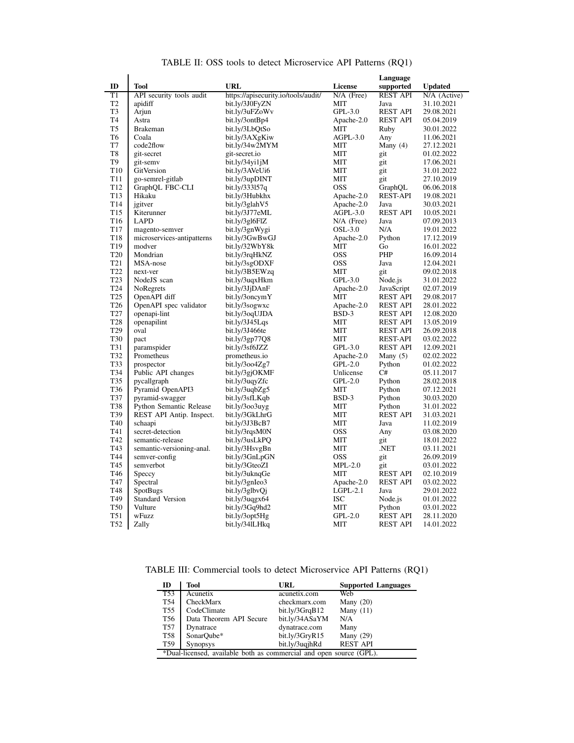TABLE II: OSS tools to detect Microservice API Patterns (RQ1)

| ID | Tool | URL | License | Language supported | Updated |
|---|---|---|---|---|---|
| T1 | API security tools audit | https://apisecurity.io/tools/audit/ | N/A (Free) | REST API | N/A (Active) |
| T2 | apidiff | bit.ly/3J0FyZN | MIT | Java | 31.10.2021 |
| T3 | Arjun | bit.ly/3uFZoWv | GPL-3.0 | REST API | 29.08.2021 |
| T4 | Astra | bit.ly/3ontBp4 | Apache-2.0 | REST API | 05.04.2019 |
| T5 | Brakeman | bit.ly/3LbQtSo | MIT | Ruby | 30.01.2022 |
| T6 | Coala | bit.ly/3AXgKiw | AGPL-3.0 | Any | 11.06.2021 |
| T7 | code2flow | bit.ly/34w2MYM | MIT | Many (4) | 27.12.2021 |
| T8 | git-secret | git-secret.io | MIT | git | 01.02.2022 |
| T9 | git-semv | bit.ly/34yi1jM | MIT | git | 17.06.2021 |
| T10 | GitVersion | bit.ly/3AVeUi6 | MIT | git | 31.01.2022 |
| T11 | go-semrel-gitlab | bit.ly/3upDINT | MIT | git | 27.10.2019 |
| T12 | GraphQL FBC-CLI | bit.ly/333l57q | OSS | GraphQL | 06.06.2018 |
| T13 | Hikaku | bit.ly/3Hubkhx | Apache-2.0 | REST-API | 19.08.2021 |
| T14 | jgitver | bit.ly/3glahV5 | Apache-2.0 | Java | 30.03.2021 |
| T15 | Kiterunner | bit.ly/3J77eML | AGPL-3.0 | REST API | 10.05.2021 |
| T16 | LAPD | bit.ly/3gl6FlZ | N/A (Free) | Java | 07.09.2013 |
| T17 | magento-semver | bit.ly/3gnWygi | OSL-3.0 | N/A | 19.01.2022 |
| T18 | microservices-antipatterns | bit.ly/3GwBwGJ | Apache-2.0 | Python | 17.12.2019 |
| T19 | modver | bit.ly/32WbY8k | MIT | Go | 16.01.2022 |
| T20 | Mondrian | bit.ly/3rqHkNZ | OSS | PHP | 16.09.2014 |
| T21 | MSA-nose | bit.ly/3sgODXF | OSS | Java | 12.04.2021 |
| T22 | next-ver | bit.ly/3B5EWzq | MIT | git | 09.02.2018 |
| T23 | NodeJS scan | bit.ly/3uqxHkm | GPL-3.0 | Node.js | 31.01.2022 |
| T24 | NoRegrets | bit.ly/3JjDAnF | Apache-2.0 | JavaScript | 02.07.2019 |
| T25 | OpenAPI diff | bit.ly/3oncymY | MIT | REST API | 29.08.2017 |
| T26 | OpenAPI spec validator | bit.ly/3sogwxc | Apache-2.0 | REST API | 28.01.2022 |
| T27 | openapi-lint | bit.ly/3oqUJDA | BSD-3 | REST API | 12.08.2020 |
| T28 | openapilint | bit.ly/3J45Lqs | MIT | REST API | 13.05.2019 |
| T29 | oval | bit.ly/3J466te | MIT | REST API | 26.09.2018 |
| T30 | pact | bit.ly/3gp77Q8 | MIT | REST-API | 03.02.2022 |
| T31 | paramspider | bit.ly/3sf6JZZ | GPL-3.0 | REST API | 12.09.2021 |
| T32 | Prometheus | prometheus.io | Apache-2.0 | Many (5) | 02.02.2022 |
| T33 | prospector | bit.ly/3oo4Zg7 | GPL-2.0 | Python | 01.02.2022 |
| T34 | Public API changes | bit.ly/3gjOKMF | Unlicense | C# | 05.11.2017 |
| T35 | pycallgraph | bit.ly/3uqyZfc | GPL-2.0 | Python | 28.02.2018 |
| T36 | Pyramid OpenAPI3 | bit.ly/3uqbZg5 | MIT | Python | 07.12.2021 |
| T37 | pyramid-swagger | bit.ly/3sfLKqb | BSD-3 | Python | 30.03.2020 |
| T38 | Python Semantic Release | bit.ly/3oo3uyg | MIT | Python | 31.01.2022 |
| T39 | REST API Antip. Inspect. | bit.ly/3GkLhrG | MIT | REST API | 31.03.2021 |
| T40 | schaapi | bit.ly/3J3BcB7 | MIT | Java | 11.02.2019 |
| T41 | secret-detection | bit.ly/3rqsM0N | OSS | Any | 03.08.2020 |
| T42 | semantic-release | bit.ly/3usLkPQ | MIT | git | 18.01.2022 |
| T43 | semantic-versioning-anal. | bit.ly/3HsvgBn | MIT | .NET | 03.11.2021 |
| T44 | semver-config | bit.ly/3GnLpGN | OSS | git | 26.09.2019 |
| T45 | semverbot | bit.ly/3GteoZI | MPL-2.0 | git | 03.01.2022 |
| T46 | Speccy | bit.ly/3uknqGe | MIT | REST API | 02.10.2019 |
| T47 | Spectral | bit.ly/3gnIeo3 | Apache-2.0 | REST API | 03.02.2022 |
| T48 | SpotBugs | bit.ly/3glbvQj | LGPL-2.1 | Java | 29.01.2022 |
| T49 | Standard Version | bit.ly/3uqgx64 | ISC | Node.js | 01.01.2022 |
| T50 | Vulture | bit.ly/3Gq9hd2 | MIT | Python | 03.01.2022 |
| T51 | wFuzz | bit.ly/3opt5Hg | GPL-2.0 | REST API | 28.11.2020 |
| T52 | Zally | bit.ly/34lLHkq | MIT | REST API | 14.01.2022 |

TABLE III: Commercial tools to detect Microservice API Patterns (RQ1)

| ID | Tool | URL | Supported Languages |
|---|---|---|---|
| T53 | Acunetix | acunetix.com | Web |
| T54 | CheckMarx | checkmarx.com | Many (20) |
| T55 | CodeClimate | bit.ly/3GrqB12 | Many (11) |
| T56 | Data Theorem API Secure | bit.ly/34ASaYM | N/A |
| T57 | Dynatrace | dynatrace.com | Many |
| T58 | SonarQube* | bit.ly/3GryR15 | Many (29) |
| T59 | Synopsys | bit.ly/3uqjhRd | REST API |

*Dual-licensed, available both as commercial and open source (GPL).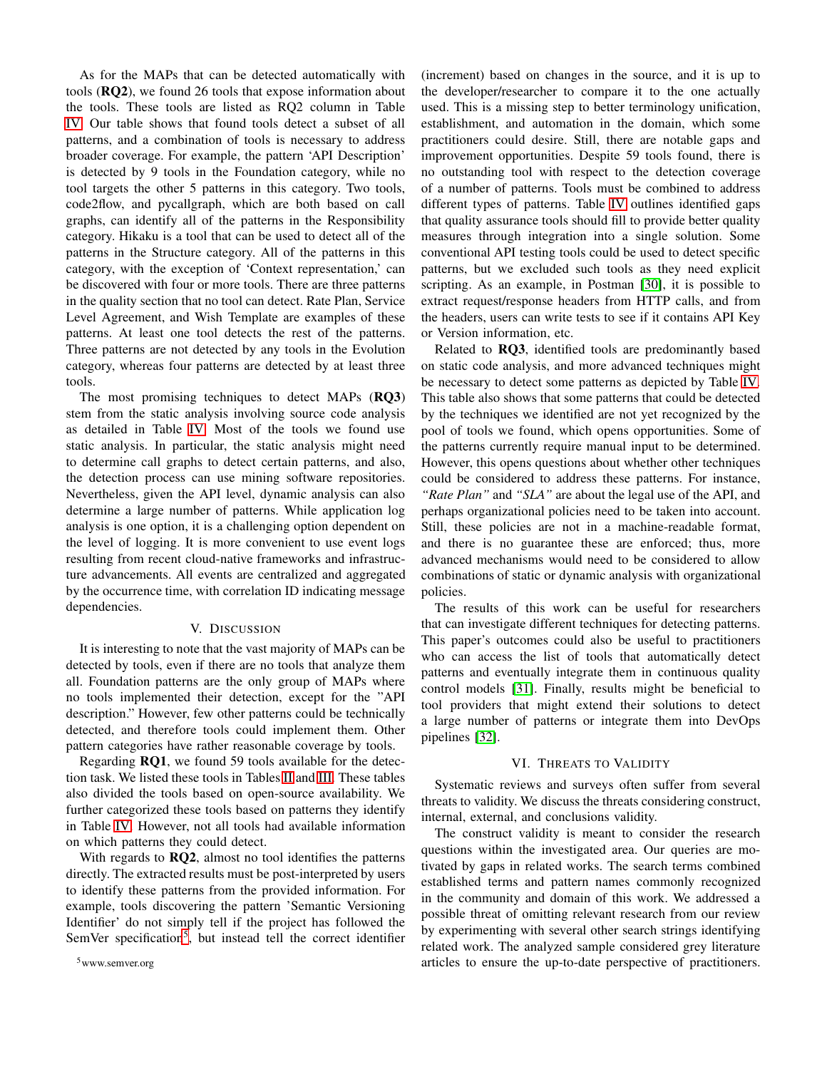As for the MAPs that can be detected automatically with tools (**RQ2**), we found 26 tools that expose information about the tools. These tools are listed as RQ2 column in Table IV. Our table shows that found tools detect a subset of all patterns, and a combination of tools is necessary to address broader coverage. For example, the pattern 'API Description' is detected by 9 tools in the Foundation category, while no tool targets the other 5 patterns in this category. Two tools, code2flow, and pycallgraph, which are both based on call graphs, can identify all of the patterns in the Responsibility category. Hikaku is a tool that can be used to detect all of the patterns in the Structure category. All of the patterns in this category, with the exception of 'Context representation,' can be discovered with four or more tools. There are three patterns in the quality section that no tool can detect. Rate Plan, Service Level Agreement, and Wish Template are examples of these patterns. At least one tool detects the rest of the patterns. Three patterns are not detected by any tools in the Evolution category, whereas four patterns are detected by at least three tools.

The most promising techniques to detect MAPs (**RQ3**) stem from the static analysis involving source code analysis as detailed in Table IV. Most of the tools we found use static analysis. In particular, the static analysis might need to determine call graphs to detect certain patterns, and also, the detection process can use mining software repositories. Nevertheless, given the API level, dynamic analysis can also determine a large number of patterns. While application log analysis is one option, it is a challenging option dependent on the level of logging. It is more convenient to use event logs resulting from recent cloud-native frameworks and infrastructure advancements. All events are centralized and aggregated by the occurrence time, with correlation ID indicating message dependencies.

## V. Discussion

It is interesting to note that the vast majority of MAPs can be detected by tools, even if there are no tools that analyze them all. Foundation patterns are the only group of MAPs where no tools implemented their detection, except for the "API description." However, few other patterns could be technically detected, and therefore tools could implement them. Other pattern categories have rather reasonable coverage by tools.

Regarding **RQ1**, we found 59 tools available for the detection task. We listed these tools in Tables II and III. These tables also divided the tools based on open-source availability. We further categorized these tools based on patterns they identify in Table IV. However, not all tools had available information on which patterns they could detect.

With regards to **RQ2**, almost no tool identifies the patterns directly. The extracted results must be post-interpreted by users to identify these patterns from the provided information. For example, tools discovering the pattern 'Semantic Versioning Identifier' do not simply tell if the project has followed the SemVer specification[5], but instead tell the correct identifier (increment) based on changes in the source, and it is up to the developer/researcher to compare it to the one actually used. This is a missing step to better terminology unification, establishment, and automation in the domain, which some practitioners could desire. Still, there are notable gaps and improvement opportunities. Despite 59 tools found, there is no outstanding tool with respect to the detection coverage of a number of patterns. Tools must be combined to address different types of patterns. Table IV outlines identified gaps that quality assurance tools should fill to provide better quality measures through integration into a single solution. Some conventional API testing tools could be used to detect specific patterns, but we excluded such tools as they need explicit scripting. As an example, in Postman [30], it is possible to extract request/response headers from HTTP calls, and from the headers, users can write tests to see if it contains API Key or Version information, etc.

Related to **RQ3**, identified tools are predominantly based on static code analysis, and more advanced techniques might be necessary to detect some patterns as depicted by Table IV. This table also shows that some patterns that could be detected by the techniques we identified are not yet recognized by the pool of tools we found, which opens opportunities. Some of the patterns currently require manual input to be determined. However, this opens questions about whether other techniques could be considered to address these patterns. For instance, *"Rate Plan"* and *"SLA"* are about the legal use of the API, and perhaps organizational policies need to be taken into account. Still, these policies are not in a machine-readable format, and there is no guarantee these are enforced; thus, more advanced mechanisms would need to be considered to allow combinations of static or dynamic analysis with organizational policies.

The results of this work can be useful for researchers that can investigate different techniques for detecting patterns. This paper's outcomes could also be useful for practitioners who can access the list of tools that automatically detect patterns and eventually integrate them in continuous quality control models [31]. Finally, results might be beneficial to tool providers that might extend their solutions to detect a large number of patterns or integrate them into DevOps pipelines [32].

## VI. Threats to Validity

Systematic reviews and surveys often suffer from several threats to validity. We discuss the threats considering construct, internal, external, and conclusions validity.

The construct validity is meant to consider the research questions within the investigated area. Our queries are motivated by gaps in related works. The search terms combined established terms and pattern names commonly recognized in the community and domain of this work. We addressed a possible threat of omitting relevant research from our review by experimenting with several other search strings identifying related work. The analyzed sample considered grey literature articles to ensure the up-to-date perspective of practitioners.

[5] www.semver.org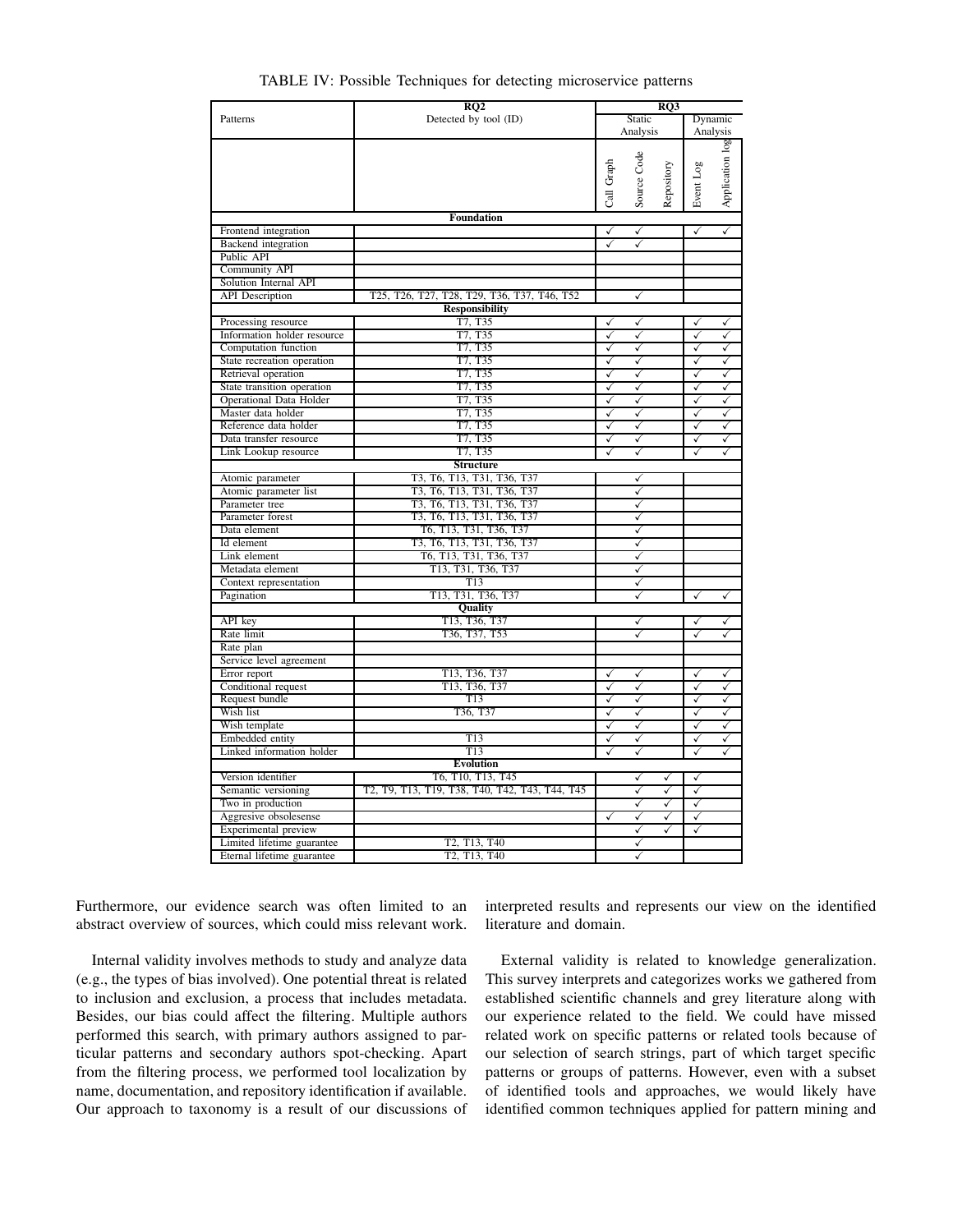TABLE IV: Possible Techniques for detecting microservice patterns

| | RQ2 | RQ3 | | | | |
|---|---|---|---|---|---|---|
| Patterns | Detected by tool (ID) | Static Analysis | | | Dynamic Analysis | |
| | | Call Graph | Source Code | Repository | Event Log | Application log |
| **Foundation** | | | | | | |
| Frontend integration | | ✓ | ✓ | | ✓ | ✓ |
| Backend integration | | ✓ | ✓ | | | |
| Public API | | | | | | |
| Community API | | | | | | |
| Solution Internal API | | | | | | |
| API Description | T25, T26, T27, T28, T29, T36, T37, T46, T52 | | ✓ | | | |
| **Responsibility** | | | | | | |
| Processing resource | T7, T35 | ✓ | ✓ | | ✓ | ✓ |
| Information holder resource | T7, T35 | ✓ | ✓ | | ✓ | ✓ |
| Computation function | T7, T35 | ✓ | ✓ | | ✓ | ✓ |
| State recreation operation | T7, T35 | ✓ | ✓ | | ✓ | ✓ |
| Retrieval operation | T7, T35 | ✓ | ✓ | | ✓ | ✓ |
| State transition operation | T7, T35 | ✓ | ✓ | | ✓ | ✓ |
| Operational Data Holder | T7, T35 | ✓ | ✓ | | ✓ | ✓ |
| Master data holder | T7, T35 | ✓ | ✓ | | ✓ | ✓ |
| Reference data holder | T7, T35 | ✓ | ✓ | | ✓ | ✓ |
| Data transfer resource | T7, T35 | ✓ | ✓ | | ✓ | ✓ |
| Link Lookup resource | T7, T35 | ✓ | ✓ | | ✓ | ✓ |
| **Structure** | | | | | | |
| Atomic parameter | T3, T6, T13, T31, T36, T37 | | ✓ | | | |
| Atomic parameter list | T3, T6, T13, T31, T36, T37 | | ✓ | | | |
| Parameter tree | T3, T6, T13, T31, T36, T37 | | ✓ | | | |
| Parameter forest | T3, T6, T13, T31, T36, T37 | | ✓ | | | |
| Data element | T6, T13, T31, T36, T37 | | ✓ | | | |
| Id element | T3, T6, T13, T31, T36, T37 | | ✓ | | | |
| Link element | T6, T13, T31, T36, T37 | | ✓ | | | |
| Metadata element | T13, T31, T36, T37 | | ✓ | | | |
| Context representation | T13 | | ✓ | | | |
| Pagination | T13, T31, T36, T37 | | ✓ | | ✓ | ✓ |
| **Quality** | | | | | | |
| API key | T13, T36, T37 | | ✓ | | ✓ | ✓ |
| Rate limit | T36, T37, T53 | | ✓ | | ✓ | ✓ |
| Rate plan | | | | | | |
| Service level agreement | | | | | | |
| Error report | T13, T36, T37 | ✓ | ✓ | | ✓ | ✓ |
| Conditional request | T13, T36, T37 | ✓ | ✓ | | ✓ | ✓ |
| Request bundle | T13 | ✓ | ✓ | | ✓ | ✓ |
| Wish list | T36, T37 | ✓ | ✓ | | ✓ | ✓ |
| Wish template | | ✓ | ✓ | | ✓ | ✓ |
| Embedded entity | T13 | ✓ | ✓ | | ✓ | ✓ |
| Linked information holder | T13 | ✓ | ✓ | | ✓ | ✓ |
| **Evolution** | | | | | | |
| Version identifier | T6, T10, T13, T45 | | ✓ | ✓ | ✓ | |
| Semantic versioning | T2, T9, T13, T19, T38, T40, T42, T43, T44, T45 | | ✓ | ✓ | ✓ | |
| Two in production | | | ✓ | ✓ | ✓ | |
| Aggresive obsolesense | | ✓ | ✓ | ✓ | ✓ | |
| Experimental preview | | | ✓ | ✓ | ✓ | |
| Limited lifetime guarantee | T2, T13, T40 | | ✓ | | | |
| Eternal lifetime guarantee | T2, T13, T40 | | ✓ | | | |

Furthermore, our evidence search was often limited to an abstract overview of sources, which could miss relevant work.

Internal validity involves methods to study and analyze data (e.g., the types of bias involved). One potential threat is related to inclusion and exclusion, a process that includes metadata. Besides, our bias could affect the filtering. Multiple authors performed this search, with primary authors assigned to particular patterns and secondary authors spot-checking. Apart from the filtering process, we performed tool localization by name, documentation, and repository identification if available. Our approach to taxonomy is a result of our discussions of interpreted results and represents our view on the identified literature and domain.

External validity is related to knowledge generalization. This survey interprets and categorizes works we gathered from established scientific channels and grey literature along with our experience related to the field. We could have missed related work on specific patterns or related tools because of our selection of search strings, part of which target specific patterns or groups of patterns. However, even with a subset of identified tools and approaches, we would likely have identified common techniques applied for pattern mining and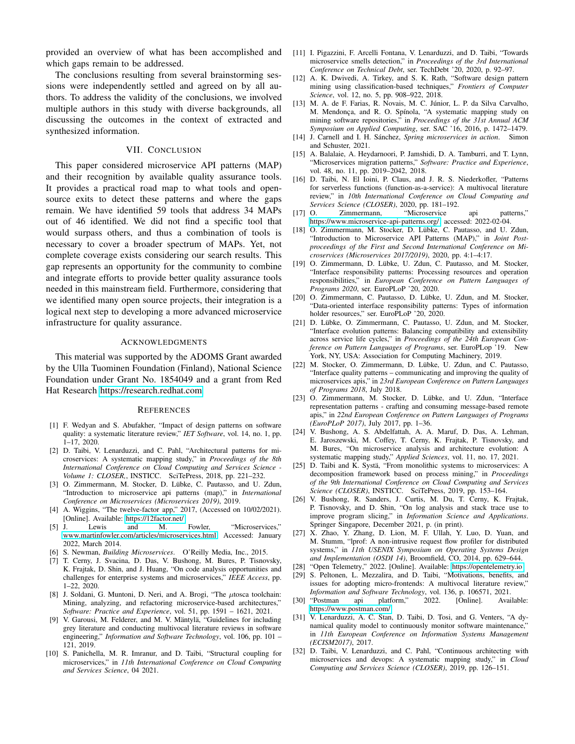provided an overview of what has been accomplished and which gaps remain to be addressed.

The conclusions resulting from several brainstorming sessions were independently settled and agreed on by all authors. To address the validity of the conclusions, we involved multiple authors in this study with diverse backgrounds, all discussing the outcomes in the context of extracted and synthesized information.

## VII. Conclusion

This paper considered microservice API patterns (MAP) and their recognition by available quality assurance tools. It provides a practical road map to what tools and open-source exits to detect these patterns and where the gaps remain. We have identified 59 tools that address 34 MAPs out of 46 identified. We did not find a specific tool that would surpass others, and thus a combination of tools is necessary to cover a broader spectrum of MAPs. Yet, not complete coverage exists considering our search results. This gap represents an opportunity for the community to combine and integrate efforts to provide better quality assurance tools needed in this mainstream field. Furthermore, considering that we identified many open source projects, their integration is a logical next step to developing a more advanced microservice infrastructure for quality assurance.

## Acknowledgments

This material was supported by the ADOMS Grant awarded by the Ulla Tuominen Foundation (Finland), National Science Foundation under Grant No. 1854049 and a grant from Red Hat Research https://research.redhat.com

## References

[1] F. Wedyan and S. Abufakher, "Impact of design patterns on software quality: a systematic literature review," *IET Software*, vol. 14, no. 1, pp. 1–17, 2020.

[2] D. Taibi, V. Lenarduzzi, and C. Pahl, "Architectural patterns for microservices: A systematic mapping study," in *Proceedings of the 8th International Conference on Cloud Computing and Services Science - Volume 1: CLOSER,*, INSTICC. SciTePress, 2018, pp. 221–232.

[3] O. Zimmermann, M. Stocker, D. Lübke, C. Pautasso, and U. Zdun, "Introduction to microservice api patterns (map)," in *International Conference on Microservices (Microservices 2019)*, 2019.

[4] A. Wiggins, "The twelve-factor app," 2017, (Accessed on 10/02/2021). [Online]. Available: https://12factor.net/

[5] J. Lewis and M. Fowler, "Microservices," www.martinfowler.com/articles/microservices.html Accessed: January 2022, March 2014.

[6] S. Newman, *Building Microservices*. O'Reilly Media, Inc., 2015.

[7] T. Cerny, J. Svacina, D. Das, V. Bushong, M. Bures, P. Tisnovsky, K. Frajtak, D. Shin, and J. Huang, "On code analysis opportunities and challenges for enterprise systems and microservices," *IEEE Access*, pp. 1–22, 2020.

[8] J. Soldani, G. Muntoni, D. Neri, and A. Brogi, "The $\mu$tosca toolchain: Mining, analyzing, and refactoring microservice-based architectures," *Software: Practice and Experience*, vol. 51, pp. 1591 – 1621, 2021.

[9] V. Garousi, M. Felderer, and M. V. Mäntylä, "Guidelines for including grey literature and conducting multivocal literature reviews in software engineering," *Information and Software Technology*, vol. 106, pp. 101 – 121, 2019.

[10] S. Panichella, M. R. Imranur, and D. Taibi, "Structural coupling for microservices," in *11th International Conference on Cloud Computing and Services Science*, 04 2021.

[11] I. Pigazzini, F. Arcelli Fontana, V. Lenarduzzi, and D. Taibi, "Towards microservice smells detection," in *Proceedings of the 3rd International Conference on Technical Debt*, ser. TechDebt '20, 2020, p. 92–97.

[12] A. K. Dwivedi, A. Tirkey, and S. K. Rath, "Software design pattern mining using classification-based techniques," *Frontiers of Computer Science*, vol. 12, no. 5, pp. 908–922, 2018.

[13] M. A. de F. Farias, R. Novais, M. C. Júnior, L. P. da Silva Carvalho, M. Mendonça, and R. O. Spínola, "A systematic mapping study on mining software repositories," in *Proceedings of the 31st Annual ACM Symposium on Applied Computing*, ser. SAC '16, 2016, p. 1472–1479.

[14] J. Carnell and I. H. Sánchez, *Spring microservices in action*. Simon and Schuster, 2021.

[15] A. Balalaie, A. Heydarnoori, P. Jamshidi, D. A. Tamburri, and T. Lynn, "Microservices migration patterns," *Software: Practice and Experience*, vol. 48, no. 11, pp. 2019–2042, 2018.

[16] D. Taibi, N. El Ioini, C. Pahl, and J. R. S. Niederkofler, "Patterns for serverless functions (function-as-a-service): A multivocal literature review," in *10th International Conference on Cloud Computing and Services Science (CLOSER)*, 2020, pp. 181–192.

[17] O. Zimmermann, "Microservice api patterns," https://www.microservice-api-patterns.org/ accessed: 2022-02-04.

[18] O. Zimmermann, M. Stocker, D. Lübke, C. Pautasso, and U. Zdun, "Introduction to Microservice API Patterns (MAP)," in *Joint Post-proceedings of the First and Second International Conference on Microservices (Microservices 2017/2019)*, 2020, pp. 4:1–4:17.

[19] O. Zimmermann, D. Lübke, U. Zdun, C. Pautasso, and M. Stocker, "Interface responsibility patterns: Processing resources and operation responsibilities," in *European Conference on Pattern Languages of Programs 2020*, ser. EuroPLoP '20, 2020.

[20] O. Zimmermann, C. Pautasso, D. Lübke, U. Zdun, and M. Stocker, "Data-oriented interface responsibility patterns: Types of information holder resources," ser. EuroPLoP '20, 2020.

[21] D. Lübke, O. Zimmermann, C. Pautasso, U. Zdun, and M. Stocker, "Interface evolution patterns: Balancing compatibility and extensibility across service life cycles," in *Proceedings of the 24th European Conference on Pattern Languages of Programs*, ser. EuroPLop '19. New York, NY, USA: Association for Computing Machinery, 2019.

[22] M. Stocker, O. Zimmermann, D. Lübke, U. Zdun, and C. Pautasso, "Interface quality patterns – communicating and improving the quality of microservices apis," in *23rd European Conference on Pattern Languages of Programs 2018*, July 2018.

[23] O. Zimmermann, M. Stocker, D. Lübke, and U. Zdun, "Interface representation patterns - crafting and consuming message-based remote apis," in *22nd European Conference on Pattern Languages of Programs (EuroPLoP 2017)*, July 2017, pp. 1–36.

[24] V. Bushong, A. S. Abdelfattah, A. A. Maruf, D. Das, A. Lehman, E. Jaroszewski, M. Coffey, T. Cerny, K. Frajtak, P. Tisnovsky, and M. Bures, "On microservice analysis and architecture evolution: A systematic mapping study," *Applied Sciences*, vol. 11, no. 17, 2021.

[25] D. Taibi and K. Systä, "From monolithic systems to microservices: A decomposition framework based on process mining," in *Proceedings of the 9th International Conference on Cloud Computing and Services Science (CLOSER)*, INSTICC. SciTePress, 2019, pp. 153–164.

[26] V. Bushong, R. Sanders, J. Curtis, M. Du, T. Cerny, K. Frajtak, P. Tisnovsky, and D. Shin, "On log analysis and stack trace use to improve program slicing," in *Information Science and Applications*. Springer Singapore, December 2021, p. (in print).

[27] X. Zhao, Y. Zhang, D. Lion, M. F. Ullah, Y. Luo, D. Yuan, and M. Stumm, "lprof: A non-intrusive request flow profiler for distributed systems," in *11th USENIX Symposium on Operating Systems Design and Implementation (OSDI 14)*, Broomfield, CO, 2014, pp. 629–644.

[28] "Open Telemetry," 2022. [Online]. Available: https://opentelemetry.io

[29] S. Peltonen, L. Mezzalira, and D. Taibi, "Motivations, benefits, and issues for adopting micro-frontends: A multivocal literature review," *Information and Software Technology*, vol. 136, p. 106571, 2021.

[30] "Postman api platform," 2022. [Online]. Available: https://www.postman.com/

[31] V. Lenarduzzi, A. C. Stan, D. Taibi, D. Tosi, and G. Venters, "A dynamical quality model to continuously monitor software maintenance," in *11th European Conference on Information Systems Management (ECISM2017)*, 2017.

[32] D. Taibi, V. Lenarduzzi, and C. Pahl, "Continuous architecting with microservices and devops: A systematic mapping study," in *Cloud Computing and Services Science (CLOSER)*, 2019, pp. 126–151.